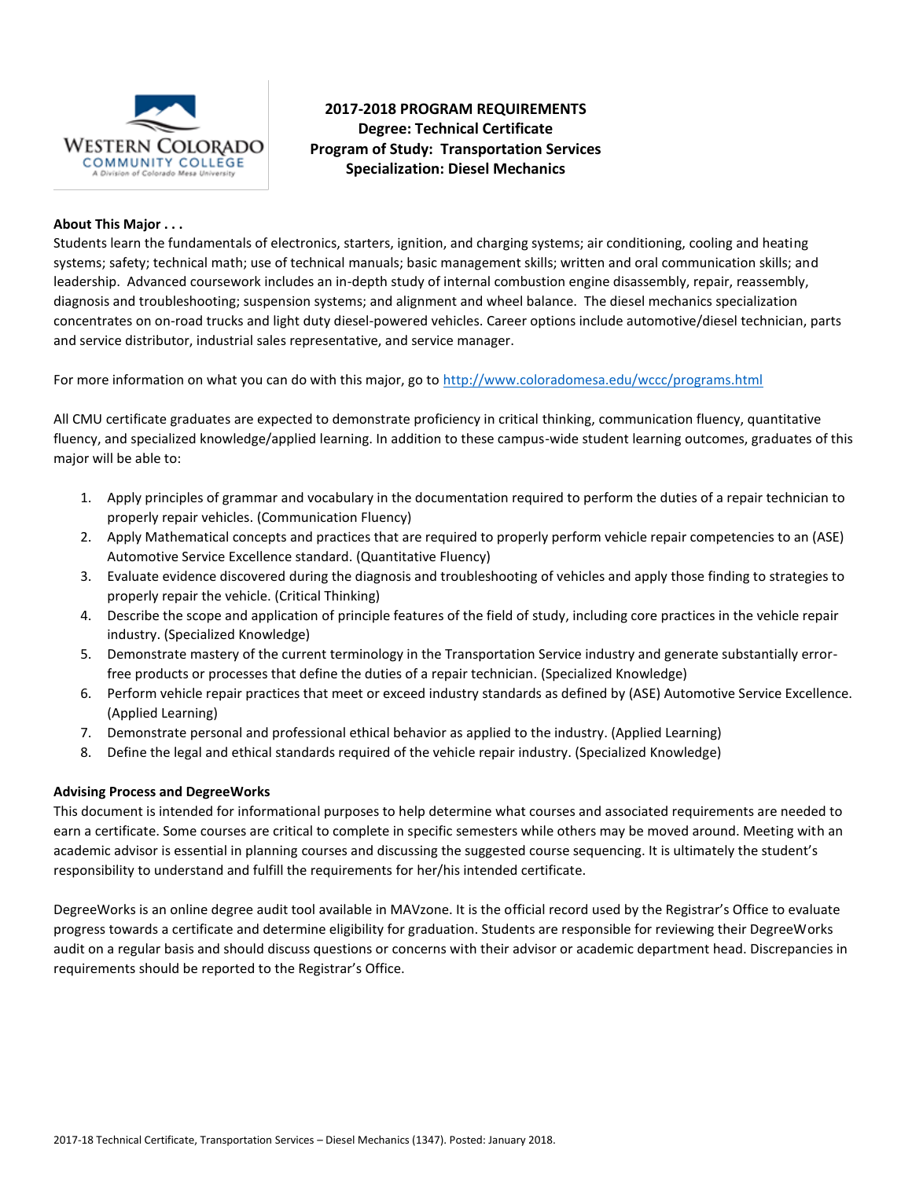# 2017-2018 PROGRAM REQUIREMENTS
## Degree: Technical Certificate
## Program of Study: Transportation Services
## Specialization: Diesel Mechanics

**About This Major . . .**

Students learn the fundamentals of electronics, starters, ignition, and charging systems; air conditioning, cooling and heating systems; safety; technical math; use of technical manuals; basic management skills; written and oral communication skills; and leadership. Advanced coursework includes an in-depth study of internal combustion engine disassembly, repair, reassembly, diagnosis and troubleshooting; suspension systems; and alignment and wheel balance. The diesel mechanics specialization concentrates on on-road trucks and light duty diesel-powered vehicles. Career options include automotive/diesel technician, parts and service distributor, industrial sales representative, and service manager.

For more information on what you can do with this major, go to http://www.coloradomesa.edu/wccc/programs.html

All CMU certificate graduates are expected to demonstrate proficiency in critical thinking, communication fluency, quantitative fluency, and specialized knowledge/applied learning. In addition to these campus-wide student learning outcomes, graduates of this major will be able to:

1. Apply principles of grammar and vocabulary in the documentation required to perform the duties of a repair technician to properly repair vehicles. (Communication Fluency)
2. Apply Mathematical concepts and practices that are required to properly perform vehicle repair competencies to an (ASE) Automotive Service Excellence standard. (Quantitative Fluency)
3. Evaluate evidence discovered during the diagnosis and troubleshooting of vehicles and apply those finding to strategies to properly repair the vehicle. (Critical Thinking)
4. Describe the scope and application of principle features of the field of study, including core practices in the vehicle repair industry. (Specialized Knowledge)
5. Demonstrate mastery of the current terminology in the Transportation Service industry and generate substantially error-free products or processes that define the duties of a repair technician. (Specialized Knowledge)
6. Perform vehicle repair practices that meet or exceed industry standards as defined by (ASE) Automotive Service Excellence. (Applied Learning)
7. Demonstrate personal and professional ethical behavior as applied to the industry. (Applied Learning)
8. Define the legal and ethical standards required of the vehicle repair industry. (Specialized Knowledge)

**Advising Process and DegreeWorks**

This document is intended for informational purposes to help determine what courses and associated requirements are needed to earn a certificate. Some courses are critical to complete in specific semesters while others may be moved around. Meeting with an academic advisor is essential in planning courses and discussing the suggested course sequencing. It is ultimately the student's responsibility to understand and fulfill the requirements for her/his intended certificate.

DegreeWorks is an online degree audit tool available in MAVzone. It is the official record used by the Registrar's Office to evaluate progress towards a certificate and determine eligibility for graduation. Students are responsible for reviewing their DegreeWorks audit on a regular basis and should discuss questions or concerns with their advisor or academic department head. Discrepancies in requirements should be reported to the Registrar's Office.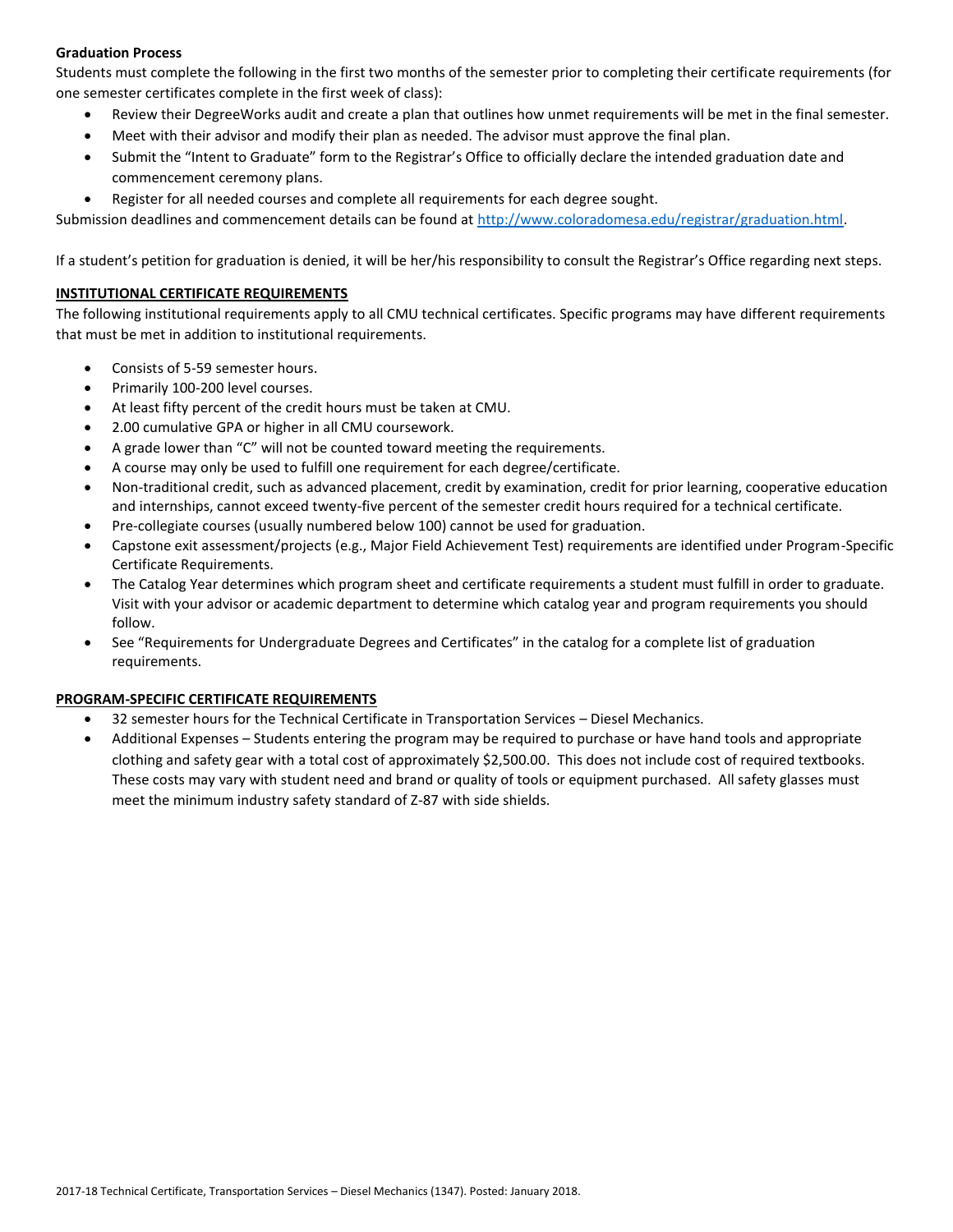**Graduation Process**

Students must complete the following in the first two months of the semester prior to completing their certificate requirements (for one semester certificates complete in the first week of class):

- Review their DegreeWorks audit and create a plan that outlines how unmet requirements will be met in the final semester.
- Meet with their advisor and modify their plan as needed. The advisor must approve the final plan.
- Submit the "Intent to Graduate" form to the Registrar's Office to officially declare the intended graduation date and commencement ceremony plans.
- Register for all needed courses and complete all requirements for each degree sought.

Submission deadlines and commencement details can be found at [http://www.coloradomesa.edu/registrar/graduation.html](http://www.coloradomesa.edu/registrar/graduation.html).

If a student's petition for graduation is denied, it will be her/his responsibility to consult the Registrar's Office regarding next steps.

**INSTITUTIONAL CERTIFICATE REQUIREMENTS**

The following institutional requirements apply to all CMU technical certificates. Specific programs may have different requirements that must be met in addition to institutional requirements.

- Consists of 5-59 semester hours.
- Primarily 100-200 level courses.
- At least fifty percent of the credit hours must be taken at CMU.
- 2.00 cumulative GPA or higher in all CMU coursework.
- A grade lower than "C" will not be counted toward meeting the requirements.
- A course may only be used to fulfill one requirement for each degree/certificate.
- Non-traditional credit, such as advanced placement, credit by examination, credit for prior learning, cooperative education and internships, cannot exceed twenty-five percent of the semester credit hours required for a technical certificate.
- Pre-collegiate courses (usually numbered below 100) cannot be used for graduation.
- Capstone exit assessment/projects (e.g., Major Field Achievement Test) requirements are identified under Program-Specific Certificate Requirements.
- The Catalog Year determines which program sheet and certificate requirements a student must fulfill in order to graduate. Visit with your advisor or academic department to determine which catalog year and program requirements you should follow.
- See "Requirements for Undergraduate Degrees and Certificates" in the catalog for a complete list of graduation requirements.

**PROGRAM-SPECIFIC CERTIFICATE REQUIREMENTS**

- 32 semester hours for the Technical Certificate in Transportation Services – Diesel Mechanics.
- Additional Expenses – Students entering the program may be required to purchase or have hand tools and appropriate clothing and safety gear with a total cost of approximately $2,500.00. This does not include cost of required textbooks. These costs may vary with student need and brand or quality of tools or equipment purchased. All safety glasses must meet the minimum industry safety standard of Z-87 with side shields.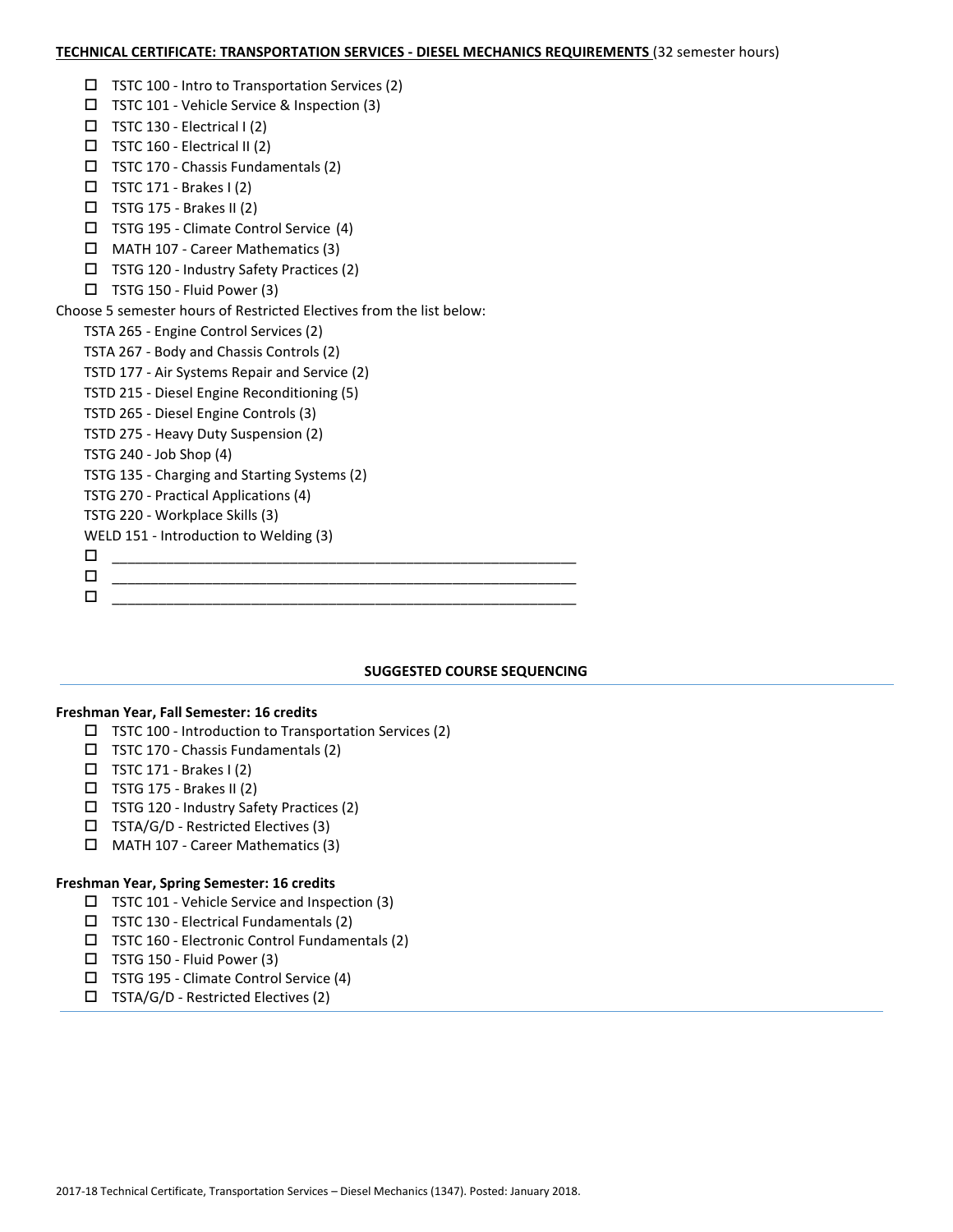**TECHNICAL CERTIFICATE: TRANSPORTATION SERVICES - DIESEL MECHANICS REQUIREMENTS** (32 semester hours)

- ☐ TSTC 100 - Intro to Transportation Services (2)
- ☐ TSTC 101 - Vehicle Service & Inspection (3)
- ☐ TSTC 130 - Electrical I (2)
- ☐ TSTC 160 - Electrical II (2)
- ☐ TSTC 170 - Chassis Fundamentals (2)
- ☐ TSTC 171 - Brakes I (2)
- ☐ TSTG 175 - Brakes II (2)
- ☐ TSTG 195 - Climate Control Service (4)
- ☐ MATH 107 - Career Mathematics (3)
- ☐ TSTG 120 - Industry Safety Practices (2)
- ☐ TSTG 150 - Fluid Power (3)

Choose 5 semester hours of Restricted Electives from the list below:

TSTA 265 - Engine Control Services (2)
TSTA 267 - Body and Chassis Controls (2)
TSTD 177 - Air Systems Repair and Service (2)
TSTD 215 - Diesel Engine Reconditioning (5)
TSTD 265 - Diesel Engine Controls (3)
TSTD 275 - Heavy Duty Suspension (2)
TSTG 240 - Job Shop (4)
TSTG 135 - Charging and Starting Systems (2)
TSTG 270 - Practical Applications (4)
TSTG 220 - Workplace Skills (3)
WELD 151 - Introduction to Welding (3)

- ☐ ____________________________________________________________
- ☐ ____________________________________________________________
- ☐ ____________________________________________________________

**SUGGESTED COURSE SEQUENCING**

---

**Freshman Year, Fall Semester: 16 credits**

- ☐ TSTC 100 - Introduction to Transportation Services (2)
- ☐ TSTC 170 - Chassis Fundamentals (2)
- ☐ TSTC 171 - Brakes I (2)
- ☐ TSTG 175 - Brakes II (2)
- ☐ TSTG 120 - Industry Safety Practices (2)
- ☐ TSTA/G/D - Restricted Electives (3)
- ☐ MATH 107 - Career Mathematics (3)

**Freshman Year, Spring Semester: 16 credits**

- ☐ TSTC 101 - Vehicle Service and Inspection (3)
- ☐ TSTC 130 - Electrical Fundamentals (2)
- ☐ TSTC 160 - Electronic Control Fundamentals (2)
- ☐ TSTG 150 - Fluid Power (3)
- ☐ TSTG 195 - Climate Control Service (4)
- ☐ TSTA/G/D - Restricted Electives (2)

---

2017-18 Technical Certificate, Transportation Services – Diesel Mechanics (1347). Posted: January 2018.